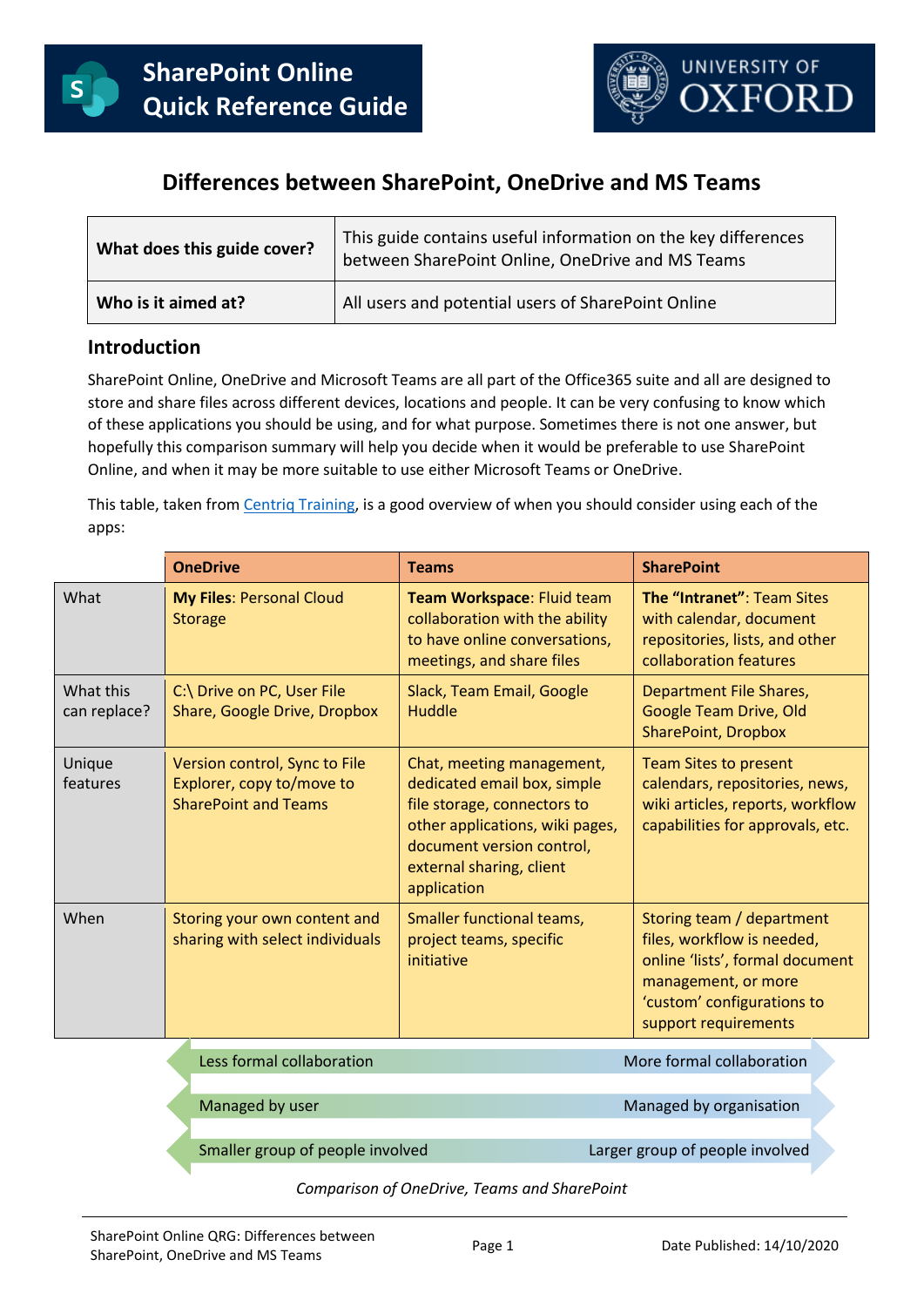# SharePoint Online Quick Reference Guide

UNIVERSITY OF OXFORD

## Differences between SharePoint, OneDrive and MS Teams

| **What does this guide cover?** | This guide contains useful information on the key differences between SharePoint Online, OneDrive and MS Teams |
|---|---|
| **Who is it aimed at?** | All users and potential users of SharePoint Online |

### Introduction

SharePoint Online, OneDrive and Microsoft Teams are all part of the Office365 suite and all are designed to store and share files across different devices, locations and people. It can be very confusing to know which of these applications you should be using, and for what purpose. Sometimes there is not one answer, but hopefully this comparison summary will help you decide when it would be preferable to use SharePoint Online, and when it may be more suitable to use either Microsoft Teams or OneDrive.

This table, taken from Centriq Training, is a good overview of when you should consider using each of the apps:

| | **OneDrive** | **Teams** | **SharePoint** |
|---|---|---|---|
| What | **My Files**: Personal Cloud Storage | **Team Workspace**: Fluid team collaboration with the ability to have online conversations, meetings, and share files | **The "Intranet"**: Team Sites with calendar, document repositories, lists, and other collaboration features |
| What this can replace? | C:\ Drive on PC, User File Share, Google Drive, Dropbox | Slack, Team Email, Google Huddle | Department File Shares, Google Team Drive, Old SharePoint, Dropbox |
| Unique features | Version control, Sync to File Explorer, copy to/move to SharePoint and Teams | Chat, meeting management, dedicated email box, simple file storage, connectors to other applications, wiki pages, document version control, external sharing, client application | Team Sites to present calendars, repositories, news, wiki articles, reports, workflow capabilities for approvals, etc. |
| When | Storing your own content and sharing with select individuals | Smaller functional teams, project teams, specific initiative | Storing team / department files, workflow is needed, online 'lists', formal document management, or more 'custom' configurations to support requirements |

| | |
|---|---|
| Less formal collaboration | More formal collaboration |
| Managed by user | Managed by organisation |
| Smaller group of people involved | Larger group of people involved |

*Comparison of OneDrive, Teams and SharePoint*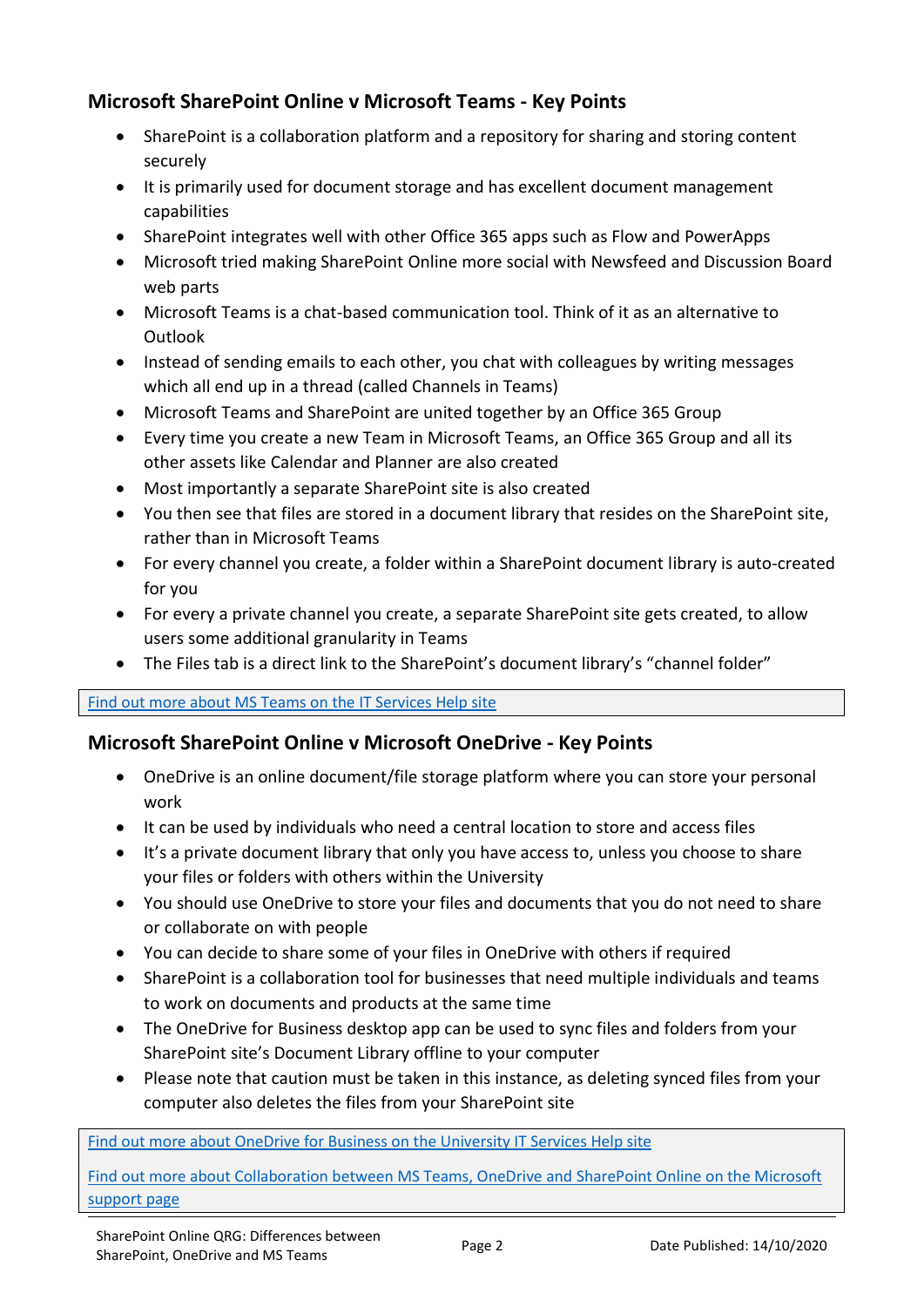## Microsoft SharePoint Online v Microsoft Teams - Key Points

- SharePoint is a collaboration platform and a repository for sharing and storing content securely
- It is primarily used for document storage and has excellent document management capabilities
- SharePoint integrates well with other Office 365 apps such as Flow and PowerApps
- Microsoft tried making SharePoint Online more social with Newsfeed and Discussion Board web parts
- Microsoft Teams is a chat-based communication tool. Think of it as an alternative to Outlook
- Instead of sending emails to each other, you chat with colleagues by writing messages which all end up in a thread (called Channels in Teams)
- Microsoft Teams and SharePoint are united together by an Office 365 Group
- Every time you create a new Team in Microsoft Teams, an Office 365 Group and all its other assets like Calendar and Planner are also created
- Most importantly a separate SharePoint site is also created
- You then see that files are stored in a document library that resides on the SharePoint site, rather than in Microsoft Teams
- For every channel you create, a folder within a SharePoint document library is auto-created for you
- For every a private channel you create, a separate SharePoint site gets created, to allow users some additional granularity in Teams
- The Files tab is a direct link to the SharePoint's document library's "channel folder"

Find out more about MS Teams on the IT Services Help site

## Microsoft SharePoint Online v Microsoft OneDrive - Key Points

- OneDrive is an online document/file storage platform where you can store your personal work
- It can be used by individuals who need a central location to store and access files
- It's a private document library that only you have access to, unless you choose to share your files or folders with others within the University
- You should use OneDrive to store your files and documents that you do not need to share or collaborate on with people
- You can decide to share some of your files in OneDrive with others if required
- SharePoint is a collaboration tool for businesses that need multiple individuals and teams to work on documents and products at the same time
- The OneDrive for Business desktop app can be used to sync files and folders from your SharePoint site's Document Library offline to your computer
- Please note that caution must be taken in this instance, as deleting synced files from your computer also deletes the files from your SharePoint site

Find out more about OneDrive for Business on the University IT Services Help site

Find out more about Collaboration between MS Teams, OneDrive and SharePoint Online on the Microsoft support page